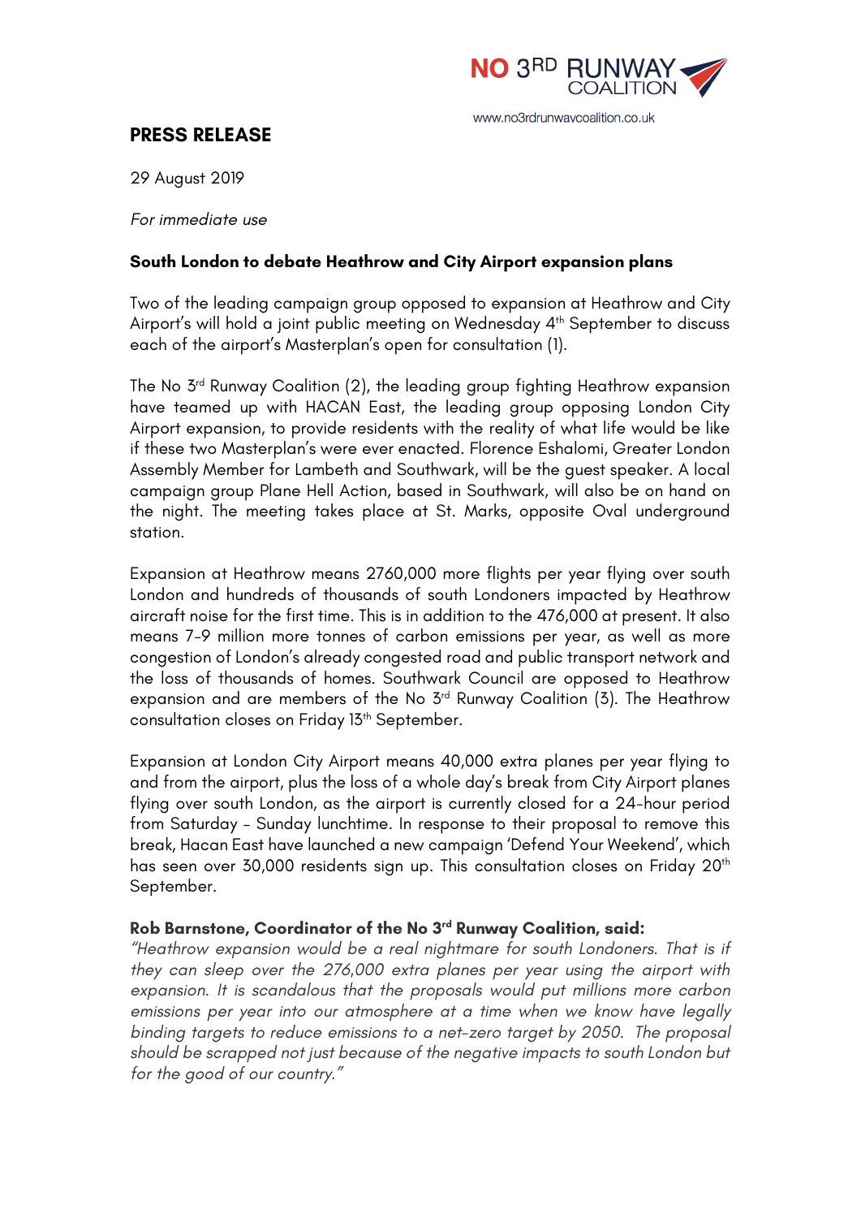NO 3RD RUNWAY COALITION

www.no3rdrunwaycoalition.co.uk

## PRESS RELEASE

29 August 2019

*For immediate use*

**South London to debate Heathrow and City Airport expansion plans**

Two of the leading campaign group opposed to expansion at Heathrow and City Airport's will hold a joint public meeting on Wednesday 4th September to discuss each of the airport's Masterplan's open for consultation (1).

The No 3rd Runway Coalition (2), the leading group fighting Heathrow expansion have teamed up with HACAN East, the leading group opposing London City Airport expansion, to provide residents with the reality of what life would be like if these two Masterplan's were ever enacted. Florence Eshalomi, Greater London Assembly Member for Lambeth and Southwark, will be the guest speaker. A local campaign group Plane Hell Action, based in Southwark, will also be on hand on the night. The meeting takes place at St. Marks, opposite Oval underground station.

Expansion at Heathrow means 2760,000 more flights per year flying over south London and hundreds of thousands of south Londoners impacted by Heathrow aircraft noise for the first time. This is in addition to the 476,000 at present. It also means 7-9 million more tonnes of carbon emissions per year, as well as more congestion of London's already congested road and public transport network and the loss of thousands of homes. Southwark Council are opposed to Heathrow expansion and are members of the No 3rd Runway Coalition (3). The Heathrow consultation closes on Friday 13th September.

Expansion at London City Airport means 40,000 extra planes per year flying to and from the airport, plus the loss of a whole day's break from City Airport planes flying over south London, as the airport is currently closed for a 24-hour period from Saturday – Sunday lunchtime. In response to their proposal to remove this break, Hacan East have launched a new campaign 'Defend Your Weekend', which has seen over 30,000 residents sign up. This consultation closes on Friday 20th September.

**Rob Barnstone, Coordinator of the No 3rd Runway Coalition, said:**

*"Heathrow expansion would be a real nightmare for south Londoners. That is if they can sleep over the 276,000 extra planes per year using the airport with expansion. It is scandalous that the proposals would put millions more carbon emissions per year into our atmosphere at a time when we know have legally binding targets to reduce emissions to a net-zero target by 2050. The proposal should be scrapped not just because of the negative impacts to south London but for the good of our country."*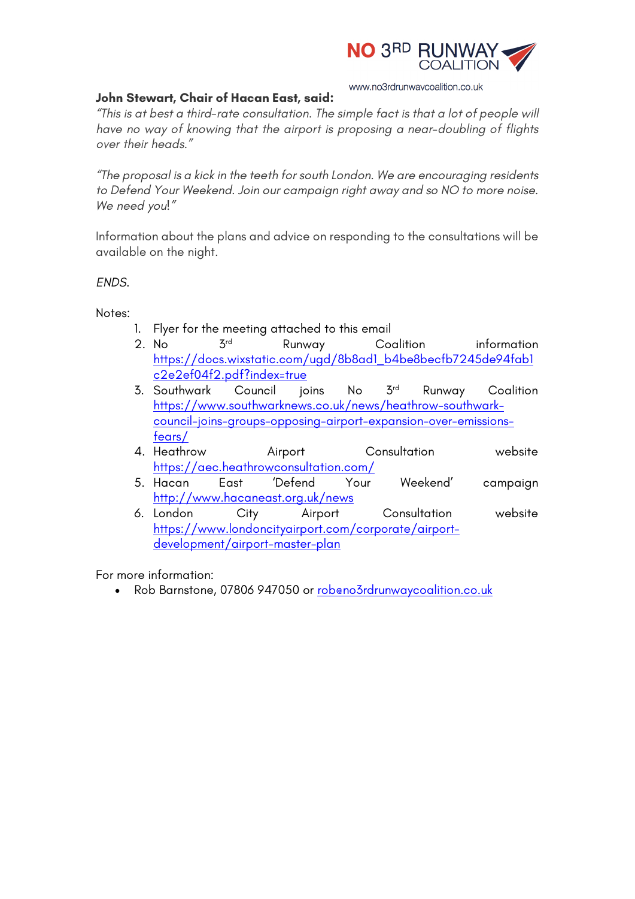**John Stewart, Chair of Hacan East, said:**

*"This is at best a third-rate consultation. The simple fact is that a lot of people will have no way of knowing that the airport is proposing a near-doubling of flights over their heads."*

*"The proposal is a kick in the teeth for south London. We are encouraging residents to Defend Your Weekend. Join our campaign right away and so NO to more noise. We need you!"*

Information about the plans and advice on responding to the consultations will be available on the night.

*ENDS.*

Notes:

1. Flyer for the meeting attached to this email
2. No 3rd Runway Coalition information https://docs.wixstatic.com/ugd/8b8ad1_b4be8becfb7245de94fab1c2e2ef04f2.pdf?index=true
3. Southwark Council joins No 3rd Runway Coalition https://www.southwarknews.co.uk/news/heathrow-southwark-council-joins-groups-opposing-airport-expansion-over-emissions-fears/
4. Heathrow Airport Consultation website https://aec.heathrowconsultation.com/
5. Hacan East 'Defend Your Weekend' campaign http://www.hacaneast.org.uk/news
6. London City Airport Consultation website https://www.londoncityairport.com/corporate/airport-development/airport-master-plan

For more information:

- Rob Barnstone, 07806 947050 or rob@no3rdrunwaycoalition.co.uk